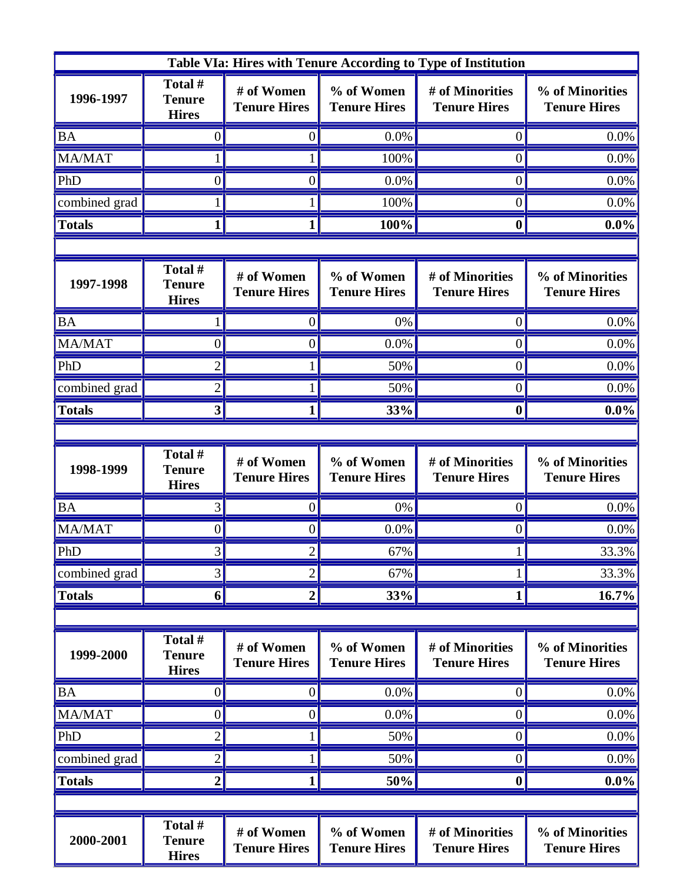| Table VIa: Hires with Tenure According to Type of Institution | | | | | |
|---|---|---|---|---|---|
| **1996-1997** | **Total # Tenure Hires** | **# of Women Tenure Hires** | **% of Women Tenure Hires** | **# of Minorities Tenure Hires** | **% of Minorities Tenure Hires** |
| BA | 0 | 0 | 0.0% | 0 | 0.0% |
| MA/MAT | 1 | 1 | 100% | 0 | 0.0% |
| PhD | 0 | 0 | 0.0% | 0 | 0.0% |
| combined grad | 1 | 1 | 100% | 0 | 0.0% |
| **Totals** | **1** | **1** | **100%** | **0** | **0.0%** |
| | | | | | |
| **1997-1998** | **Total # Tenure Hires** | **# of Women Tenure Hires** | **% of Women Tenure Hires** | **# of Minorities Tenure Hires** | **% of Minorities Tenure Hires** |
| BA | 1 | 0 | 0% | 0 | 0.0% |
| MA/MAT | 0 | 0 | 0.0% | 0 | 0.0% |
| PhD | 2 | 1 | 50% | 0 | 0.0% |
| combined grad | 2 | 1 | 50% | 0 | 0.0% |
| **Totals** | **3** | **1** | **33%** | **0** | **0.0%** |
| | | | | | |
| **1998-1999** | **Total # Tenure Hires** | **# of Women Tenure Hires** | **% of Women Tenure Hires** | **# of Minorities Tenure Hires** | **% of Minorities Tenure Hires** |
| BA | 3 | 0 | 0% | 0 | 0.0% |
| MA/MAT | 0 | 0 | 0.0% | 0 | 0.0% |
| PhD | 3 | 2 | 67% | 1 | 33.3% |
| combined grad | 3 | 2 | 67% | 1 | 33.3% |
| **Totals** | **6** | **2** | **33%** | **1** | **16.7%** |
| | | | | | |
| **1999-2000** | **Total # Tenure Hires** | **# of Women Tenure Hires** | **% of Women Tenure Hires** | **# of Minorities Tenure Hires** | **% of Minorities Tenure Hires** |
| BA | 0 | 0 | 0.0% | 0 | 0.0% |
| MA/MAT | 0 | 0 | 0.0% | 0 | 0.0% |
| PhD | 2 | 1 | 50% | 0 | 0.0% |
| combined grad | 2 | 1 | 50% | 0 | 0.0% |
| **Totals** | **2** | **1** | **50%** | **0** | **0.0%** |
| | | | | | |
| **2000-2001** | **Total # Tenure Hires** | **# of Women Tenure Hires** | **% of Women Tenure Hires** | **# of Minorities Tenure Hires** | **% of Minorities Tenure Hires** |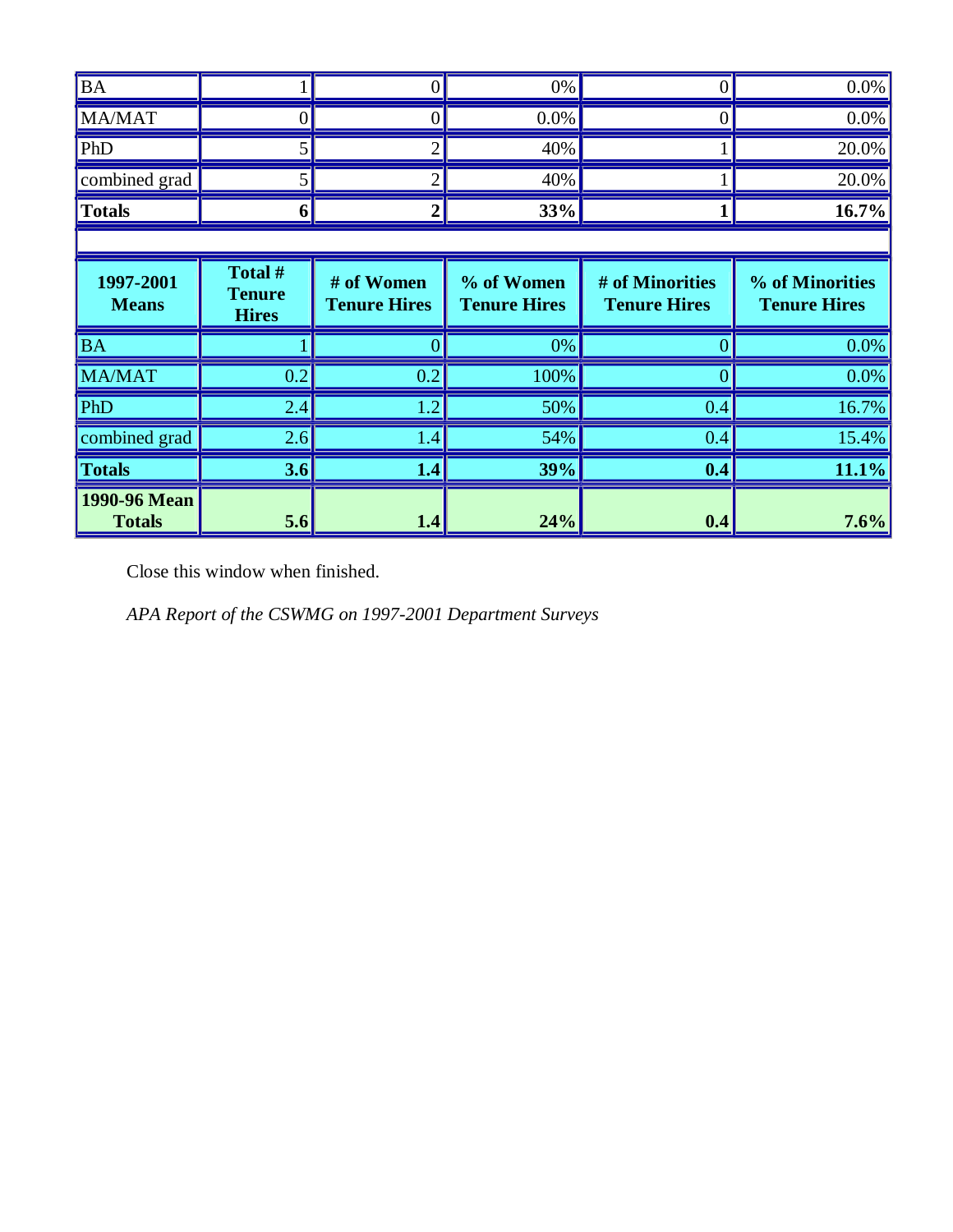| | | | | | |
|---|---|---|---|---|---|
| BA | 1 | 0 | 0% | 0 | 0.0% |
| MA/MAT | 0 | 0 | 0.0% | 0 | 0.0% |
| PhD | 5 | 2 | 40% | 1 | 20.0% |
| combined grad | 5 | 2 | 40% | 1 | 20.0% |
| **Totals** | **6** | **2** | **33%** | **1** | **16.7%** |

| 1997-2001 Means | Total # Tenure Hires | # of Women Tenure Hires | % of Women Tenure Hires | # of Minorities Tenure Hires | % of Minorities Tenure Hires |
|---|---|---|---|---|---|
| BA | 1 | 0 | 0% | 0 | 0.0% |
| MA/MAT | 0.2 | 0.2 | 100% | 0 | 0.0% |
| PhD | 2.4 | 1.2 | 50% | 0.4 | 16.7% |
| combined grad | 2.6 | 1.4 | 54% | 0.4 | 15.4% |
| **Totals** | **3.6** | **1.4** | **39%** | **0.4** | **11.1%** |
| **1990-96 Mean Totals** | **5.6** | **1.4** | **24%** | **0.4** | **7.6%** |

Close this window when finished.

*APA Report of the CSWMG on 1997-2001 Department Surveys*